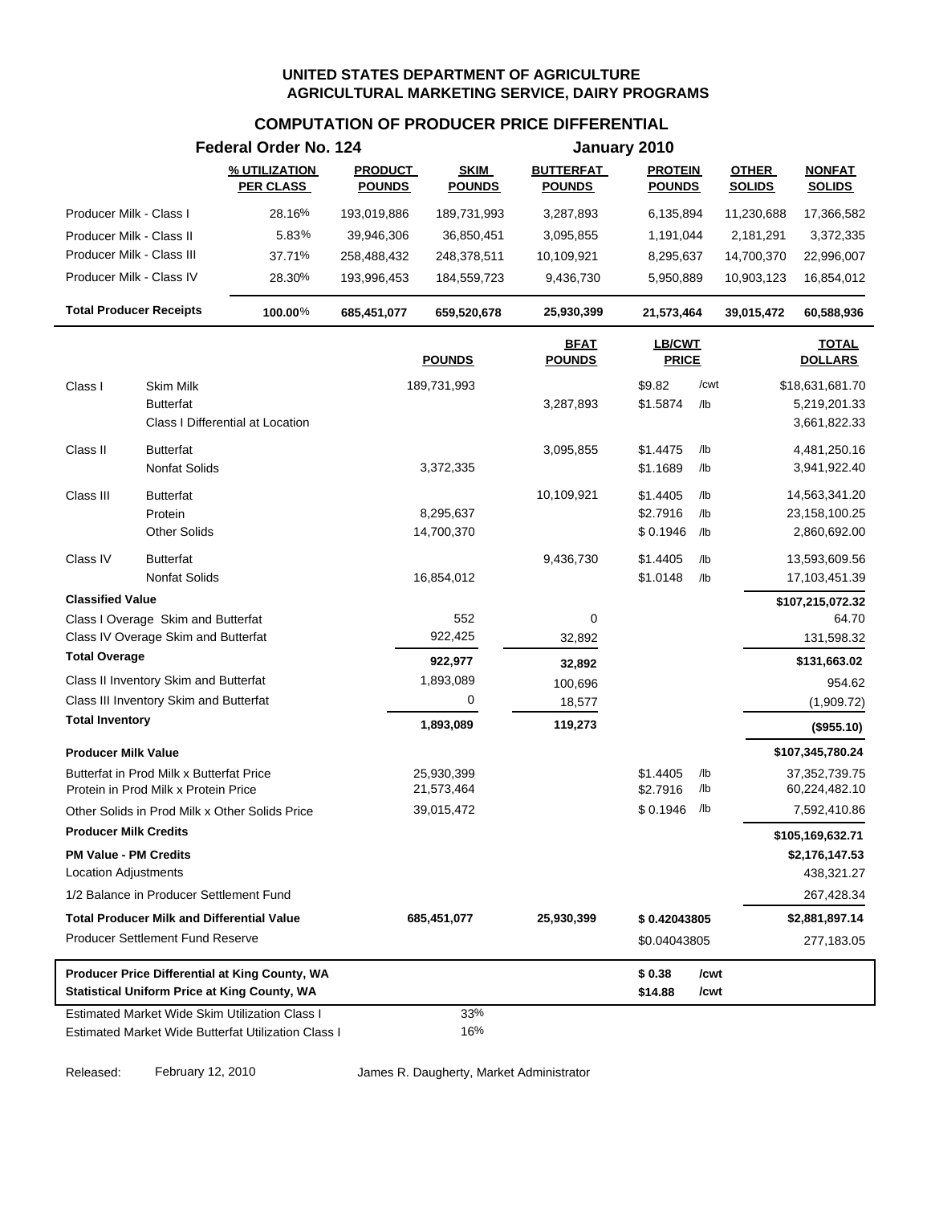# UNITED STATES DEPARTMENT OF AGRICULTURE
## AGRICULTURAL MARKETING SERVICE, DAIRY PROGRAMS

## COMPUTATION OF PRODUCER PRICE DIFFERENTIAL

**Federal Order No. 124** — **January 2010**

| | % UTILIZATION PER CLASS | PRODUCT POUNDS | SKIM POUNDS | BUTTERFAT POUNDS | PROTEIN POUNDS | OTHER SOLIDS | NONFAT SOLIDS |
|---|---|---|---|---|---|---|---|
| Producer Milk - Class I | 28.16% | 193,019,886 | 189,731,993 | 3,287,893 | 6,135,894 | 11,230,688 | 17,366,582 |
| Producer Milk - Class II | 5.83% | 39,946,306 | 36,850,451 | 3,095,855 | 1,191,044 | 2,181,291 | 3,372,335 |
| Producer Milk - Class III | 37.71% | 258,488,432 | 248,378,511 | 10,109,921 | 8,295,637 | 14,700,370 | 22,996,007 |
| Producer Milk - Class IV | 28.30% | 193,996,453 | 184,559,723 | 9,436,730 | 5,950,889 | 10,903,123 | 16,854,012 |
| **Total Producer Receipts** | **100.00%** | **685,451,077** | **659,520,678** | **25,930,399** | **21,573,464** | **39,015,472** | **60,588,936** |

| | | POUNDS | BFAT POUNDS | LB/CWT PRICE | | TOTAL DOLLARS |
|---|---|---|---|---|---|---|
| Class I | Skim Milk | 189,731,993 | | $9.82 | /cwt | $18,631,681.70 |
| | Butterfat | | 3,287,893 | $1.5874 | /lb | 5,219,201.33 |
| | Class I Differential at Location | | | | | 3,661,822.33 |
| Class II | Butterfat | | 3,095,855 | $1.4475 | /lb | 4,481,250.16 |
| | Nonfat Solids | 3,372,335 | | $1.1689 | /lb | 3,941,922.40 |
| Class III | Butterfat | | 10,109,921 | $1.4405 | /lb | 14,563,341.20 |
| | Protein | 8,295,637 | | $2.7916 | /lb | 23,158,100.25 |
| | Other Solids | 14,700,370 | | $0.1946 | /lb | 2,860,692.00 |
| Class IV | Butterfat | | 9,436,730 | $1.4405 | /lb | 13,593,609.56 |
| | Nonfat Solids | 16,854,012 | | $1.0148 | /lb | 17,103,451.39 |
| **Classified Value** | | | | | | **$107,215,072.32** |
| Class I Overage Skim and Butterfat | | 552 | 0 | | | 64.70 |
| Class IV Overage Skim and Butterfat | | 922,425 | 32,892 | | | 131,598.32 |
| **Total Overage** | | **922,977** | **32,892** | | | **$131,663.02** |
| Class II Inventory Skim and Butterfat | | 1,893,089 | 100,696 | | | 954.62 |
| Class III Inventory Skim and Butterfat | | 0 | 18,577 | | | (1,909.72) |
| **Total Inventory** | | **1,893,089** | **119,273** | | | **($955.10)** |
| **Producer Milk Value** | | | | | | **$107,345,780.24** |
| Butterfat in Prod Milk x Butterfat Price | | 25,930,399 | | $1.4405 | /lb | 37,352,739.75 |
| Protein in Prod Milk x Protein Price | | 21,573,464 | | $2.7916 | /lb | 60,224,482.10 |
| Other Solids in Prod Milk x Other Solids Price | | 39,015,472 | | $0.1946 | /lb | 7,592,410.86 |
| **Producer Milk Credits** | | | | | | **$105,169,632.71** |
| **PM Value - PM Credits** | | | | | | **$2,176,147.53** |
| Location Adjustments | | | | | | 438,321.27 |
| 1/2 Balance in Producer Settlement Fund | | | | | | 267,428.34 |
| **Total Producer Milk and Differential Value** | | **685,451,077** | **25,930,399** | **$0.42043805** | | **$2,881,897.14** |
| Producer Settlement Fund Reserve | | | | $0.04043805 | | 277,183.05 |
| **Producer Price Differential at King County, WA** | | | | **$0.38** | **/cwt** | |
| **Statistical Uniform Price at King County, WA** | | | | **$14.88** | **/cwt** | |
| Estimated Market Wide Skim Utilization Class I | | 33% | | | | |
| Estimated Market Wide Butterfat Utilization Class I | | 16% | | | | |

Released: February 12, 2010 — James R. Daugherty, Market Administrator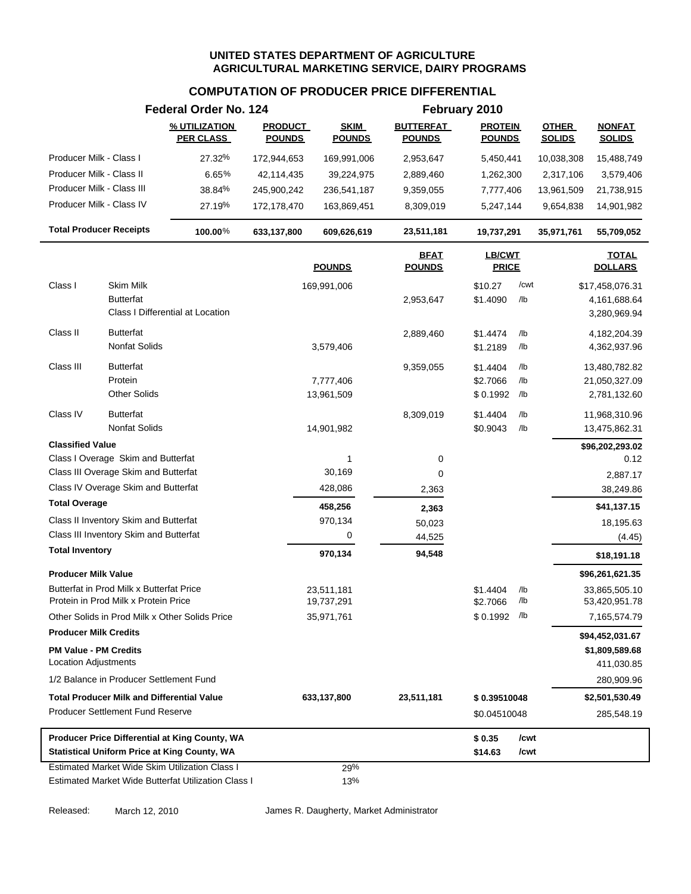# UNITED STATES DEPARTMENT OF AGRICULTURE
## AGRICULTURAL MARKETING SERVICE, DAIRY PROGRAMS

### COMPUTATION OF PRODUCER PRICE DIFFERENTIAL

**Federal Order No. 124** — **February 2010**

| | % UTILIZATION PER CLASS | PRODUCT POUNDS | SKIM POUNDS | BUTTERFAT POUNDS | PROTEIN POUNDS | OTHER SOLIDS | NONFAT SOLIDS |
|---|---|---|---|---|---|---|---|
| Producer Milk - Class I | 27.32% | 172,944,653 | 169,991,006 | 2,953,647 | 5,450,441 | 10,038,308 | 15,488,749 |
| Producer Milk - Class II | 6.65% | 42,114,435 | 39,224,975 | 2,889,460 | 1,262,300 | 2,317,106 | 3,579,406 |
| Producer Milk - Class III | 38.84% | 245,900,242 | 236,541,187 | 9,359,055 | 7,777,406 | 13,961,509 | 21,738,915 |
| Producer Milk - Class IV | 27.19% | 172,178,470 | 163,869,451 | 8,309,019 | 5,247,144 | 9,654,838 | 14,901,982 |
| **Total Producer Receipts** | **100.00%** | **633,137,800** | **609,626,619** | **23,511,181** | **19,737,291** | **35,971,761** | **55,709,052** |

| | | POUNDS | BFAT POUNDS | LB/CWT PRICE | | TOTAL DOLLARS |
|---|---|---|---|---|---|---|
| Class I | Skim Milk | 169,991,006 | | $10.27 | /cwt | $17,458,076.31 |
| | Butterfat | | 2,953,647 | $1.4090 | /lb | 4,161,688.64 |
| | Class I Differential at Location | | | | | 3,280,969.94 |
| Class II | Butterfat | | 2,889,460 | $1.4474 | /lb | 4,182,204.39 |
| | Nonfat Solids | 3,579,406 | | $1.2189 | /lb | 4,362,937.96 |
| Class III | Butterfat | | 9,359,055 | $1.4404 | /lb | 13,480,782.82 |
| | Protein | 7,777,406 | | $2.7066 | /lb | 21,050,327.09 |
| | Other Solids | 13,961,509 | | $ 0.1992 | /lb | 2,781,132.60 |
| Class IV | Butterfat | | 8,309,019 | $1.4404 | /lb | 11,968,310.96 |
| | Nonfat Solids | 14,901,982 | | $0.9043 | /lb | 13,475,862.31 |
| **Classified Value** | | | | | | **$96,202,293.02** |
| Class I Overage Skim and Butterfat | | 1 | 0 | | | 0.12 |
| Class III Overage Skim and Butterfat | | 30,169 | 0 | | | 2,887.17 |
| Class IV Overage Skim and Butterfat | | 428,086 | 2,363 | | | 38,249.86 |
| **Total Overage** | | **458,256** | **2,363** | | | **$41,137.15** |
| Class II Inventory Skim and Butterfat | | 970,134 | 50,023 | | | 18,195.63 |
| Class III Inventory Skim and Butterfat | | 0 | 44,525 | | | (4.45) |
| **Total Inventory** | | **970,134** | **94,548** | | | **$18,191.18** |
| **Producer Milk Value** | | | | | | **$96,261,621.35** |
| Butterfat in Prod Milk x Butterfat Price | | 23,511,181 | | $1.4404 | /lb | 33,865,505.10 |
| Protein in Prod Milk x Protein Price | | 19,737,291 | | $2.7066 | /lb | 53,420,951.78 |
| Other Solids in Prod Milk x Other Solids Price | | 35,971,761 | | $ 0.1992 | /lb | 7,165,574.79 |
| **Producer Milk Credits** | | | | | | **$94,452,031.67** |
| **PM Value - PM Credits** | | | | | | **$1,809,589.68** |
| Location Adjustments | | | | | | 411,030.85 |
| 1/2 Balance in Producer Settlement Fund | | | | | | 280,909.96 |
| **Total Producer Milk and Differential Value** | | **633,137,800** | **23,511,181** | **$ 0.39510048** | | **$2,501,530.49** |
| Producer Settlement Fund Reserve | | | | $0.04510048 | | 285,548.19 |
| **Producer Price Differential at King County, WA** | | | | **$ 0.35** | **/cwt** | |
| **Statistical Uniform Price at King County, WA** | | | | **$14.63** | **/cwt** | |
| Estimated Market Wide Skim Utilization Class I | | 29% | | | | |
| Estimated Market Wide Butterfat Utilization Class I | | 13% | | | | |

Released: March 12, 2010 James R. Daugherty, Market Administrator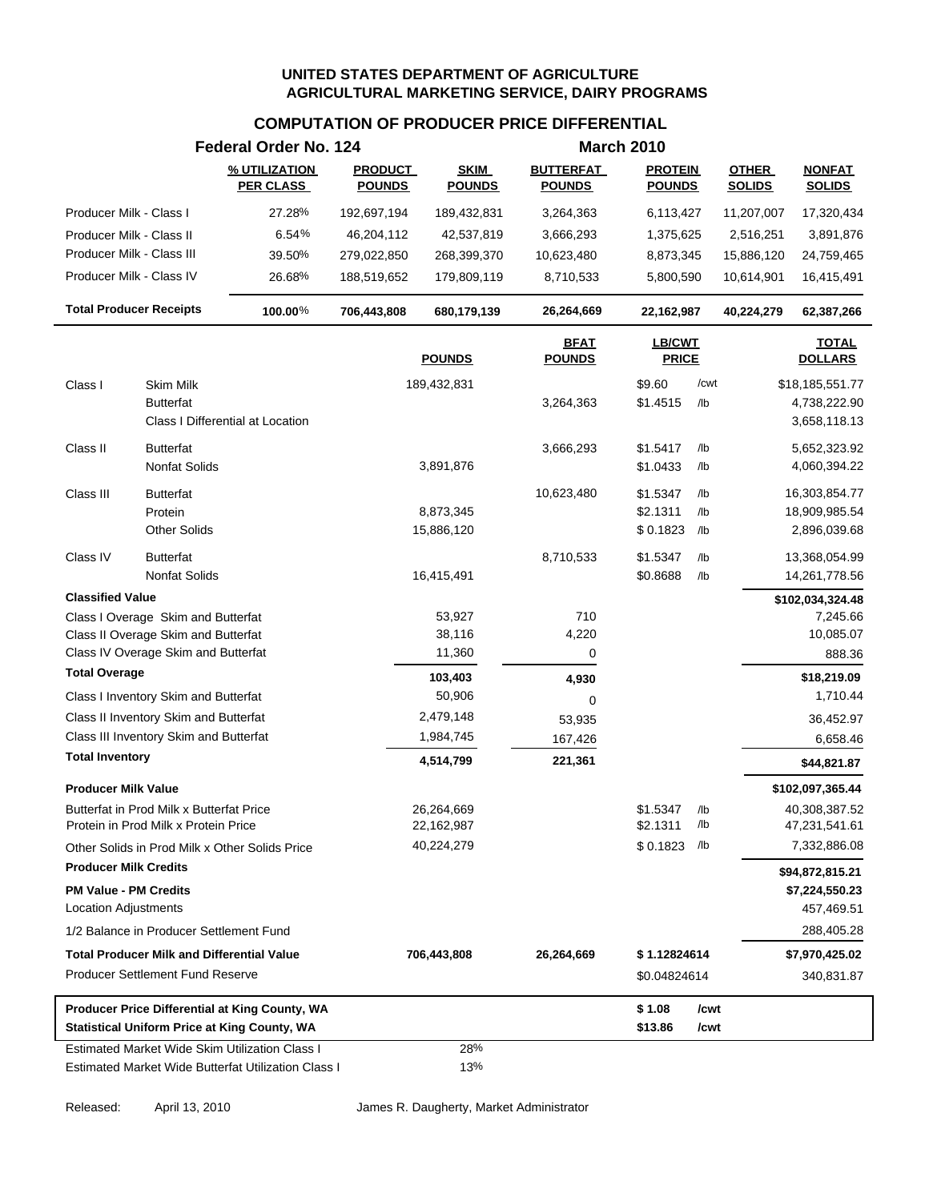# UNITED STATES DEPARTMENT OF AGRICULTURE
## AGRICULTURAL MARKETING SERVICE, DAIRY PROGRAMS

### COMPUTATION OF PRODUCER PRICE DIFFERENTIAL

**Federal Order No. 124** — **March 2010**

| | % UTILIZATION PER CLASS | PRODUCT POUNDS | SKIM POUNDS | BUTTERFAT POUNDS | PROTEIN POUNDS | OTHER SOLIDS | NONFAT SOLIDS |
|---|---|---|---|---|---|---|---|
| Producer Milk - Class I | 27.28% | 192,697,194 | 189,432,831 | 3,264,363 | 6,113,427 | 11,207,007 | 17,320,434 |
| Producer Milk - Class II | 6.54% | 46,204,112 | 42,537,819 | 3,666,293 | 1,375,625 | 2,516,251 | 3,891,876 |
| Producer Milk - Class III | 39.50% | 279,022,850 | 268,399,370 | 10,623,480 | 8,873,345 | 15,886,120 | 24,759,465 |
| Producer Milk - Class IV | 26.68% | 188,519,652 | 179,809,119 | 8,710,533 | 5,800,590 | 10,614,901 | 16,415,491 |
| **Total Producer Receipts** | **100.00%** | **706,443,808** | **680,179,139** | **26,264,669** | **22,162,987** | **40,224,279** | **62,387,266** |

| | | POUNDS | BFAT POUNDS | LB/CWT PRICE | | TOTAL DOLLARS |
|---|---|---|---|---|---|---|
| Class I | Skim Milk | 189,432,831 | | $9.60 | /cwt | $18,185,551.77 |
| | Butterfat | | 3,264,363 | $1.4515 | /lb | 4,738,222.90 |
| | Class I Differential at Location | | | | | 3,658,118.13 |
| Class II | Butterfat | | 3,666,293 | $1.5417 | /lb | 5,652,323.92 |
| | Nonfat Solids | 3,891,876 | | $1.0433 | /lb | 4,060,394.22 |
| Class III | Butterfat | | 10,623,480 | $1.5347 | /lb | 16,303,854.77 |
| | Protein | 8,873,345 | | $2.1311 | /lb | 18,909,985.54 |
| | Other Solids | 15,886,120 | | $ 0.1823 | /lb | 2,896,039.68 |
| Class IV | Butterfat | | 8,710,533 | $1.5347 | /lb | 13,368,054.99 |
| | Nonfat Solids | 16,415,491 | | $0.8688 | /lb | 14,261,778.56 |
| **Classified Value** | | | | | | **$102,034,324.48** |
| Class I Overage Skim and Butterfat | | 53,927 | 710 | | | 7,245.66 |
| Class II Overage Skim and Butterfat | | 38,116 | 4,220 | | | 10,085.07 |
| Class IV Overage Skim and Butterfat | | 11,360 | 0 | | | 888.36 |
| **Total Overage** | | **103,403** | **4,930** | | | **$18,219.09** |
| Class I Inventory Skim and Butterfat | | 50,906 | 0 | | | 1,710.44 |
| Class II Inventory Skim and Butterfat | | 2,479,148 | 53,935 | | | 36,452.97 |
| Class III Inventory Skim and Butterfat | | 1,984,745 | 167,426 | | | 6,658.46 |
| **Total Inventory** | | **4,514,799** | **221,361** | | | **$44,821.87** |
| **Producer Milk Value** | | | | | | **$102,097,365.44** |
| Butterfat in Prod Milk x Butterfat Price | | 26,264,669 | | $1.5347 | /lb | 40,308,387.52 |
| Protein in Prod Milk x Protein Price | | 22,162,987 | | $2.1311 | /lb | 47,231,541.61 |
| Other Solids in Prod Milk x Other Solids Price | | 40,224,279 | | $ 0.1823 | /lb | 7,332,886.08 |
| **Producer Milk Credits** | | | | | | **$94,872,815.21** |
| **PM Value - PM Credits** | | | | | | **$7,224,550.23** |
| Location Adjustments | | | | | | 457,469.51 |
| 1/2 Balance in Producer Settlement Fund | | | | | | 288,405.28 |
| **Total Producer Milk and Differential Value** | | **706,443,808** | **26,264,669** | **$ 1.12824614** | | **$7,970,425.02** |
| Producer Settlement Fund Reserve | | | | $0.04824614 | | 340,831.87 |
| **Producer Price Differential at King County, WA** | | | | **$ 1.08** | **/cwt** | |
| **Statistical Uniform Price at King County, WA** | | | | **$13.86** | **/cwt** | |
| Estimated Market Wide Skim Utilization Class I | | 28% | | | | |
| Estimated Market Wide Butterfat Utilization Class I | | 13% | | | | |

Released: April 13, 2010 — James R. Daugherty, Market Administrator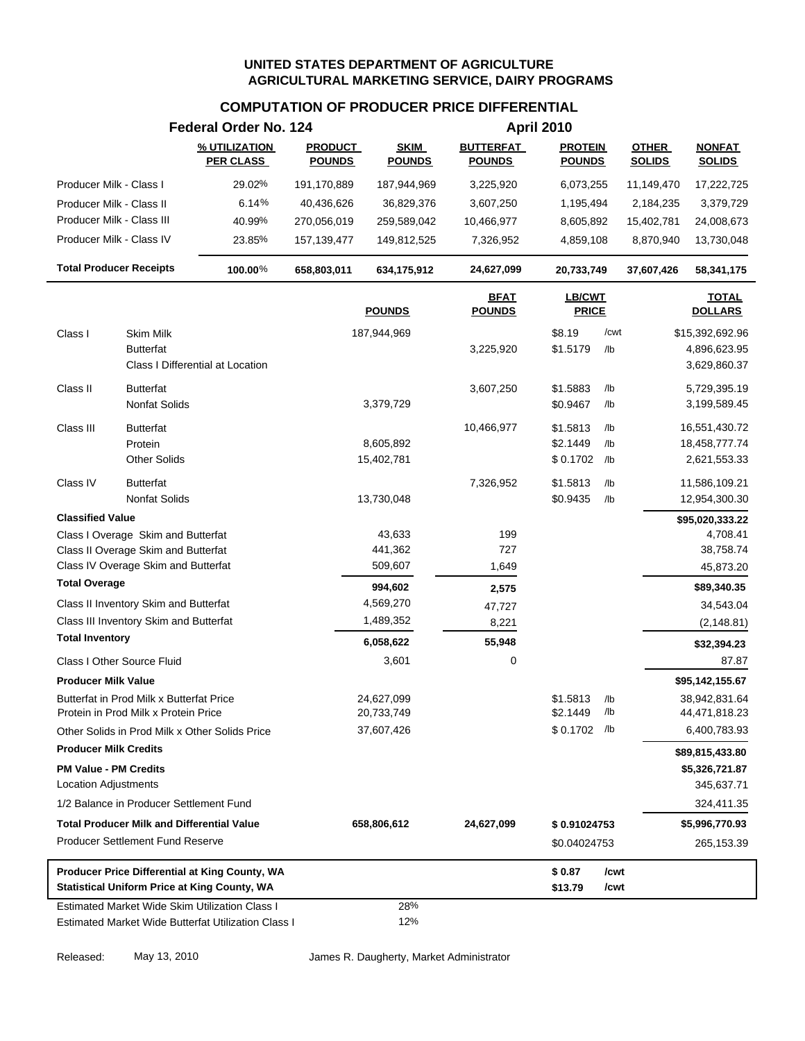**UNITED STATES DEPARTMENT OF AGRICULTURE**
**AGRICULTURAL MARKETING SERVICE, DAIRY PROGRAMS**

## COMPUTATION OF PRODUCER PRICE DIFFERENTIAL

**Federal Order No. 124** — **April 2010**

| | % UTILIZATION PER CLASS | PRODUCT POUNDS | SKIM POUNDS | BUTTERFAT POUNDS | PROTEIN POUNDS | OTHER SOLIDS | NONFAT SOLIDS |
|---|---|---|---|---|---|---|---|
| Producer Milk - Class I | 29.02% | 191,170,889 | 187,944,969 | 3,225,920 | 6,073,255 | 11,149,470 | 17,222,725 |
| Producer Milk - Class II | 6.14% | 40,436,626 | 36,829,376 | 3,607,250 | 1,195,494 | 2,184,235 | 3,379,729 |
| Producer Milk - Class III | 40.99% | 270,056,019 | 259,589,042 | 10,466,977 | 8,605,892 | 15,402,781 | 24,008,673 |
| Producer Milk - Class IV | 23.85% | 157,139,477 | 149,812,525 | 7,326,952 | 4,859,108 | 8,870,940 | 13,730,048 |
| **Total Producer Receipts** | **100.00%** | **658,803,011** | **634,175,912** | **24,627,099** | **20,733,749** | **37,607,426** | **58,341,175** |

| | | POUNDS | BFAT POUNDS | LB/CWT PRICE | | TOTAL DOLLARS |
|---|---|---|---|---|---|---|
| Class I | Skim Milk | 187,944,969 | | $8.19 | /cwt | $15,392,692.96 |
| | Butterfat | | 3,225,920 | $1.5179 | /lb | 4,896,623.95 |
| | Class I Differential at Location | | | | | 3,629,860.37 |
| Class II | Butterfat | | 3,607,250 | $1.5883 | /lb | 5,729,395.19 |
| | Nonfat Solids | 3,379,729 | | $0.9467 | /lb | 3,199,589.45 |
| Class III | Butterfat | | 10,466,977 | $1.5813 | /lb | 16,551,430.72 |
| | Protein | 8,605,892 | | $2.1449 | /lb | 18,458,777.74 |
| | Other Solids | 15,402,781 | | $ 0.1702 | /lb | 2,621,553.33 |
| Class IV | Butterfat | | 7,326,952 | $1.5813 | /lb | 11,586,109.21 |
| | Nonfat Solids | 13,730,048 | | $0.9435 | /lb | 12,954,300.30 |
| **Classified Value** | | | | | | **$95,020,333.22** |
| Class I Overage Skim and Butterfat | | 43,633 | 199 | | | 4,708.41 |
| Class II Overage Skim and Butterfat | | 441,362 | 727 | | | 38,758.74 |
| Class IV Overage Skim and Butterfat | | 509,607 | 1,649 | | | 45,873.20 |
| **Total Overage** | | **994,602** | **2,575** | | | **$89,340.35** |
| Class II Inventory Skim and Butterfat | | 4,569,270 | 47,727 | | | 34,543.04 |
| Class III Inventory Skim and Butterfat | | 1,489,352 | 8,221 | | | (2,148.81) |
| **Total Inventory** | | **6,058,622** | **55,948** | | | **$32,394.23** |
| Class I Other Source Fluid | | 3,601 | 0 | | | 87.87 |
| **Producer Milk Value** | | | | | | **$95,142,155.67** |
| Butterfat in Prod Milk x Butterfat Price | | 24,627,099 | | $1.5813 | /lb | 38,942,831.64 |
| Protein in Prod Milk x Protein Price | | 20,733,749 | | $2.1449 | /lb | 44,471,818.23 |
| Other Solids in Prod Milk x Other Solids Price | | 37,607,426 | | $ 0.1702 | /lb | 6,400,783.93 |
| **Producer Milk Credits** | | | | | | **$89,815,433.80** |
| **PM Value - PM Credits** | | | | | | **$5,326,721.87** |
| Location Adjustments | | | | | | 345,637.71 |
| 1/2 Balance in Producer Settlement Fund | | | | | | 324,411.35 |
| **Total Producer Milk and Differential Value** | | **658,806,612** | **24,627,099** | **$ 0.91024753** | | **$5,996,770.93** |
| Producer Settlement Fund Reserve | | | | $0.04024753 | | 265,153.39 |
| **Producer Price Differential at King County, WA** | | | | **$ 0.87** | **/cwt** | |
| **Statistical Uniform Price at King County, WA** | | | | **$13.79** | **/cwt** | |
| Estimated Market Wide Skim Utilization Class I | | 28% | | | | |
| Estimated Market Wide Butterfat Utilization Class I | | 12% | | | | |

Released: May 13, 2010 — James R. Daugherty, Market Administrator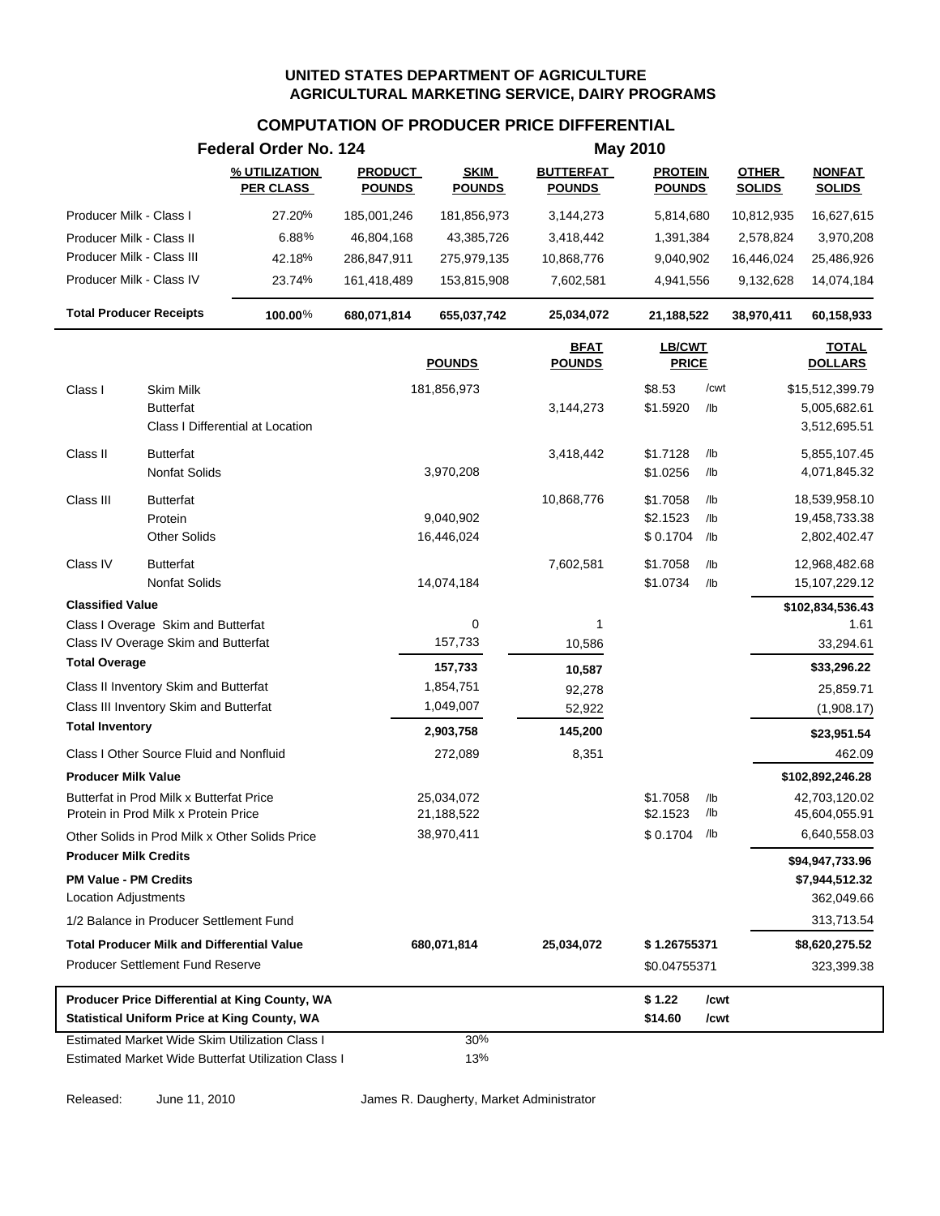# UNITED STATES DEPARTMENT OF AGRICULTURE
## AGRICULTURAL MARKETING SERVICE, DAIRY PROGRAMS

### COMPUTATION OF PRODUCER PRICE DIFFERENTIAL

**Federal Order No. 124** — **May 2010**

| | % UTILIZATION PER CLASS | PRODUCT POUNDS | SKIM POUNDS | BUTTERFAT POUNDS | PROTEIN POUNDS | OTHER SOLIDS | NONFAT SOLIDS |
|---|---|---|---|---|---|---|---|
| Producer Milk - Class I | 27.20% | 185,001,246 | 181,856,973 | 3,144,273 | 5,814,680 | 10,812,935 | 16,627,615 |
| Producer Milk - Class II | 6.88% | 46,804,168 | 43,385,726 | 3,418,442 | 1,391,384 | 2,578,824 | 3,970,208 |
| Producer Milk - Class III | 42.18% | 286,847,911 | 275,979,135 | 10,868,776 | 9,040,902 | 16,446,024 | 25,486,926 |
| Producer Milk - Class IV | 23.74% | 161,418,489 | 153,815,908 | 7,602,581 | 4,941,556 | 9,132,628 | 14,074,184 |
| **Total Producer Receipts** | **100.00%** | **680,071,814** | **655,037,742** | **25,034,072** | **21,188,522** | **38,970,411** | **60,158,933** |

| | | POUNDS | BFAT POUNDS | LB/CWT PRICE | | TOTAL DOLLARS |
|---|---|---|---|---|---|---|
| Class I | Skim Milk | 181,856,973 | | $8.53 | /cwt | $15,512,399.79 |
| | Butterfat | | 3,144,273 | $1.5920 | /lb | 5,005,682.61 |
| | Class I Differential at Location | | | | | 3,512,695.51 |
| Class II | Butterfat | | 3,418,442 | $1.7128 | /lb | 5,855,107.45 |
| | Nonfat Solids | 3,970,208 | | $1.0256 | /lb | 4,071,845.32 |
| Class III | Butterfat | | 10,868,776 | $1.7058 | /lb | 18,539,958.10 |
| | Protein | 9,040,902 | | $2.1523 | /lb | 19,458,733.38 |
| | Other Solids | 16,446,024 | | $ 0.1704 | /lb | 2,802,402.47 |
| Class IV | Butterfat | | 7,602,581 | $1.7058 | /lb | 12,968,482.68 |
| | Nonfat Solids | 14,074,184 | | $1.0734 | /lb | 15,107,229.12 |
| **Classified Value** | | | | | | **$102,834,536.43** |
| Class I Overage Skim and Butterfat | | 0 | 1 | | | 1.61 |
| Class IV Overage Skim and Butterfat | | 157,733 | 10,586 | | | 33,294.61 |
| **Total Overage** | | **157,733** | **10,587** | | | **$33,296.22** |
| Class II Inventory Skim and Butterfat | | 1,854,751 | 92,278 | | | 25,859.71 |
| Class III Inventory Skim and Butterfat | | 1,049,007 | 52,922 | | | (1,908.17) |
| **Total Inventory** | | **2,903,758** | **145,200** | | | **$23,951.54** |
| Class I Other Source Fluid and Nonfluid | | 272,089 | 8,351 | | | 462.09 |
| **Producer Milk Value** | | | | | | **$102,892,246.28** |
| Butterfat in Prod Milk x Butterfat Price | | 25,034,072 | | $1.7058 | /lb | 42,703,120.02 |
| Protein in Prod Milk x Protein Price | | 21,188,522 | | $2.1523 | /lb | 45,604,055.91 |
| Other Solids in Prod Milk x Other Solids Price | | 38,970,411 | | $ 0.1704 | /lb | 6,640,558.03 |
| **Producer Milk Credits** | | | | | | **$94,947,733.96** |
| **PM Value - PM Credits** | | | | | | **$7,944,512.32** |
| Location Adjustments | | | | | | 362,049.66 |
| 1/2 Balance in Producer Settlement Fund | | | | | | 313,713.54 |
| **Total Producer Milk and Differential Value** | | **680,071,814** | **25,034,072** | **$ 1.26755371** | | **$8,620,275.52** |
| Producer Settlement Fund Reserve | | | | $0.04755371 | | 323,399.38 |
| **Producer Price Differential at King County, WA** | | | | **$ 1.22** | **/cwt** | |
| **Statistical Uniform Price at King County, WA** | | | | **$14.60** | **/cwt** | |
| Estimated Market Wide Skim Utilization Class I | | 30% | | | | |
| Estimated Market Wide Butterfat Utilization Class I | | 13% | | | | |

Released: June 11, 2010 — James R. Daugherty, Market Administrator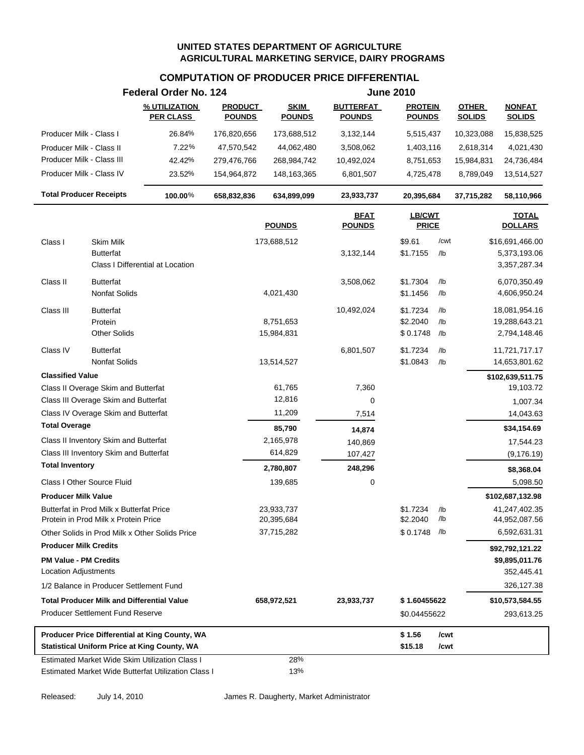# UNITED STATES DEPARTMENT OF AGRICULTURE
## AGRICULTURAL MARKETING SERVICE, DAIRY PROGRAMS

### COMPUTATION OF PRODUCER PRICE DIFFERENTIAL

**Federal Order No. 124 — June 2010**

| | % UTILIZATION PER CLASS | PRODUCT POUNDS | SKIM POUNDS | BUTTERFAT POUNDS | PROTEIN POUNDS | OTHER SOLIDS | NONFAT SOLIDS |
|---|---|---|---|---|---|---|---|
| Producer Milk - Class I | 26.84% | 176,820,656 | 173,688,512 | 3,132,144 | 5,515,437 | 10,323,088 | 15,838,525 |
| Producer Milk - Class II | 7.22% | 47,570,542 | 44,062,480 | 3,508,062 | 1,403,116 | 2,618,314 | 4,021,430 |
| Producer Milk - Class III | 42.42% | 279,476,766 | 268,984,742 | 10,492,024 | 8,751,653 | 15,984,831 | 24,736,484 |
| Producer Milk - Class IV | 23.52% | 154,964,872 | 148,163,365 | 6,801,507 | 4,725,478 | 8,789,049 | 13,514,527 |
| **Total Producer Receipts** | **100.00%** | **658,832,836** | **634,899,099** | **23,933,737** | **20,395,684** | **37,715,282** | **58,110,966** |

| | | POUNDS | BFAT POUNDS | LB/CWT PRICE | | TOTAL DOLLARS |
|---|---|---|---|---|---|---|
| Class I | Skim Milk | 173,688,512 | | $9.61 | /cwt | $16,691,466.00 |
| | Butterfat | | 3,132,144 | $1.7155 | /lb | 5,373,193.06 |
| | Class I Differential at Location | | | | | 3,357,287.34 |
| Class II | Butterfat | | 3,508,062 | $1.7304 | /lb | 6,070,350.49 |
| | Nonfat Solids | 4,021,430 | | $1.1456 | /lb | 4,606,950.24 |
| Class III | Butterfat | | 10,492,024 | $1.7234 | /lb | 18,081,954.16 |
| | Protein | 8,751,653 | | $2.2040 | /lb | 19,288,643.21 |
| | Other Solids | 15,984,831 | | $ 0.1748 | /lb | 2,794,148.46 |
| Class IV | Butterfat | | 6,801,507 | $1.7234 | /lb | 11,721,717.17 |
| | Nonfat Solids | 13,514,527 | | $1.0843 | /lb | 14,653,801.62 |
| **Classified Value** | | | | | | **$102,639,511.75** |
| Class II Overage Skim and Butterfat | | 61,765 | 7,360 | | | 19,103.72 |
| Class III Overage Skim and Butterfat | | 12,816 | 0 | | | 1,007.34 |
| Class IV Overage Skim and Butterfat | | 11,209 | 7,514 | | | 14,043.63 |
| **Total Overage** | | **85,790** | **14,874** | | | **$34,154.69** |
| Class II Inventory Skim and Butterfat | | 2,165,978 | 140,869 | | | 17,544.23 |
| Class III Inventory Skim and Butterfat | | 614,829 | 107,427 | | | (9,176.19) |
| **Total Inventory** | | **2,780,807** | **248,296** | | | **$8,368.04** |
| Class I Other Source Fluid | | 139,685 | 0 | | | 5,098.50 |
| **Producer Milk Value** | | | | | | **$102,687,132.98** |
| Butterfat in Prod Milk x Butterfat Price | | 23,933,737 | | $1.7234 | /lb | 41,247,402.35 |
| Protein in Prod Milk x Protein Price | | 20,395,684 | | $2.2040 | /lb | 44,952,087.56 |
| Other Solids in Prod Milk x Other Solids Price | | 37,715,282 | | $ 0.1748 | /lb | 6,592,631.31 |
| **Producer Milk Credits** | | | | | | **$92,792,121.22** |
| **PM Value - PM Credits** | | | | | | **$9,895,011.76** |
| Location Adjustments | | | | | | 352,445.41 |
| 1/2 Balance in Producer Settlement Fund | | | | | | 326,127.38 |
| **Total Producer Milk and Differential Value** | | **658,972,521** | **23,933,737** | **$ 1.60455622** | | **$10,573,584.55** |
| Producer Settlement Fund Reserve | | | | $0.04455622 | | 293,613.25 |
| **Producer Price Differential at King County, WA** | | | | **$ 1.56** | **/cwt** | |
| **Statistical Uniform Price at King County, WA** | | | | **$15.18** | **/cwt** | |
| Estimated Market Wide Skim Utilization Class I | | 28% | | | | |
| Estimated Market Wide Butterfat Utilization Class I | | 13% | | | | |

Released: July 14, 2010

James R. Daugherty, Market Administrator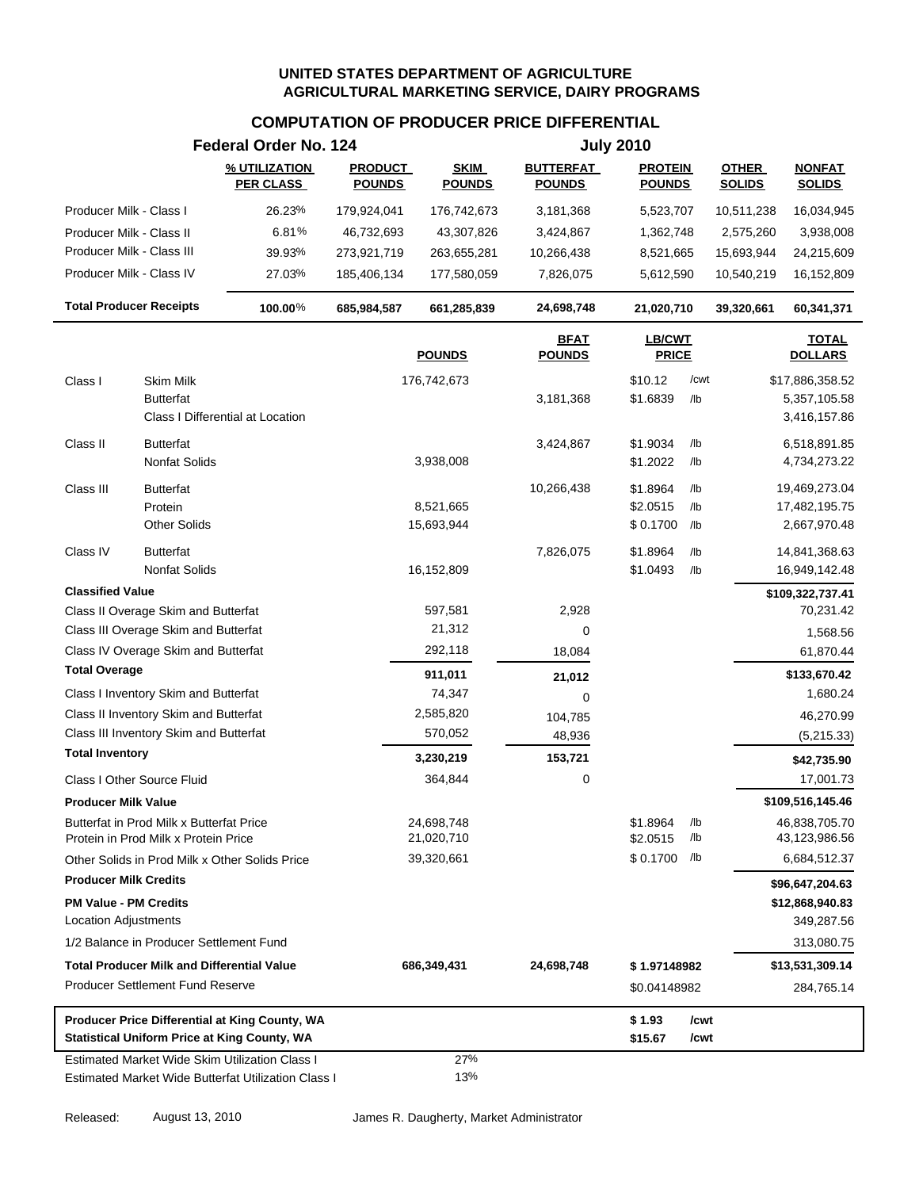**UNITED STATES DEPARTMENT OF AGRICULTURE**
**AGRICULTURAL MARKETING SERVICE, DAIRY PROGRAMS**

## COMPUTATION OF PRODUCER PRICE DIFFERENTIAL

**Federal Order No. 124** **July 2010**

| | % UTILIZATION PER CLASS | PRODUCT POUNDS | SKIM POUNDS | BUTTERFAT POUNDS | PROTEIN POUNDS | OTHER SOLIDS | NONFAT SOLIDS |
|---|---|---|---|---|---|---|---|
| Producer Milk - Class I | 26.23% | 179,924,041 | 176,742,673 | 3,181,368 | 5,523,707 | 10,511,238 | 16,034,945 |
| Producer Milk - Class II | 6.81% | 46,732,693 | 43,307,826 | 3,424,867 | 1,362,748 | 2,575,260 | 3,938,008 |
| Producer Milk - Class III | 39.93% | 273,921,719 | 263,655,281 | 10,266,438 | 8,521,665 | 15,693,944 | 24,215,609 |
| Producer Milk - Class IV | 27.03% | 185,406,134 | 177,580,059 | 7,826,075 | 5,612,590 | 10,540,219 | 16,152,809 |
| **Total Producer Receipts** | **100.00%** | **685,984,587** | **661,285,839** | **24,698,748** | **21,020,710** | **39,320,661** | **60,341,371** |

| | | POUNDS | BFAT POUNDS | LB/CWT PRICE | | TOTAL DOLLARS |
|---|---|---|---|---|---|---|
| Class I | Skim Milk | 176,742,673 | | $10.12 | /cwt | $17,886,358.52 |
| | Butterfat | | 3,181,368 | $1.6839 | /lb | 5,357,105.58 |
| | Class I Differential at Location | | | | | 3,416,157.86 |
| Class II | Butterfat | | 3,424,867 | $1.9034 | /lb | 6,518,891.85 |
| | Nonfat Solids | 3,938,008 | | $1.2022 | /lb | 4,734,273.22 |
| Class III | Butterfat | | 10,266,438 | $1.8964 | /lb | 19,469,273.04 |
| | Protein | 8,521,665 | | $2.0515 | /lb | 17,482,195.75 |
| | Other Solids | 15,693,944 | | $ 0.1700 | /lb | 2,667,970.48 |
| Class IV | Butterfat | | 7,826,075 | $1.8964 | /lb | 14,841,368.63 |
| | Nonfat Solids | 16,152,809 | | $1.0493 | /lb | 16,949,142.48 |
| **Classified Value** | | | | | | **$109,322,737.41** |
| Class II Overage Skim and Butterfat | | 597,581 | 2,928 | | | 70,231.42 |
| Class III Overage Skim and Butterfat | | 21,312 | 0 | | | 1,568.56 |
| Class IV Overage Skim and Butterfat | | 292,118 | 18,084 | | | 61,870.44 |
| **Total Overage** | | **911,011** | **21,012** | | | **$133,670.42** |
| Class I Inventory Skim and Butterfat | | 74,347 | 0 | | | 1,680.24 |
| Class II Inventory Skim and Butterfat | | 2,585,820 | 104,785 | | | 46,270.99 |
| Class III Inventory Skim and Butterfat | | 570,052 | 48,936 | | | (5,215.33) |
| **Total Inventory** | | **3,230,219** | **153,721** | | | **$42,735.90** |
| Class I Other Source Fluid | | 364,844 | 0 | | | 17,001.73 |
| **Producer Milk Value** | | | | | | **$109,516,145.46** |
| Butterfat in Prod Milk x Butterfat Price | | 24,698,748 | | $1.8964 | /lb | 46,838,705.70 |
| Protein in Prod Milk x Protein Price | | 21,020,710 | | $2.0515 | /lb | 43,123,986.56 |
| Other Solids in Prod Milk x Other Solids Price | | 39,320,661 | | $ 0.1700 | /lb | 6,684,512.37 |
| **Producer Milk Credits** | | | | | | **$96,647,204.63** |
| **PM Value - PM Credits** | | | | | | **$12,868,940.83** |
| Location Adjustments | | | | | | 349,287.56 |
| 1/2 Balance in Producer Settlement Fund | | | | | | 313,080.75 |
| **Total Producer Milk and Differential Value** | | **686,349,431** | **24,698,748** | **$ 1.97148982** | | **$13,531,309.14** |
| Producer Settlement Fund Reserve | | | | $0.04148982 | | 284,765.14 |
| **Producer Price Differential at King County, WA** | | | | **$ 1.93** | **/cwt** | |
| **Statistical Uniform Price at King County, WA** | | | | **$15.67** | **/cwt** | |
| Estimated Market Wide Skim Utilization Class I | | 27% | | | | |
| Estimated Market Wide Butterfat Utilization Class I | | 13% | | | | |

Released: August 13, 2010 James R. Daugherty, Market Administrator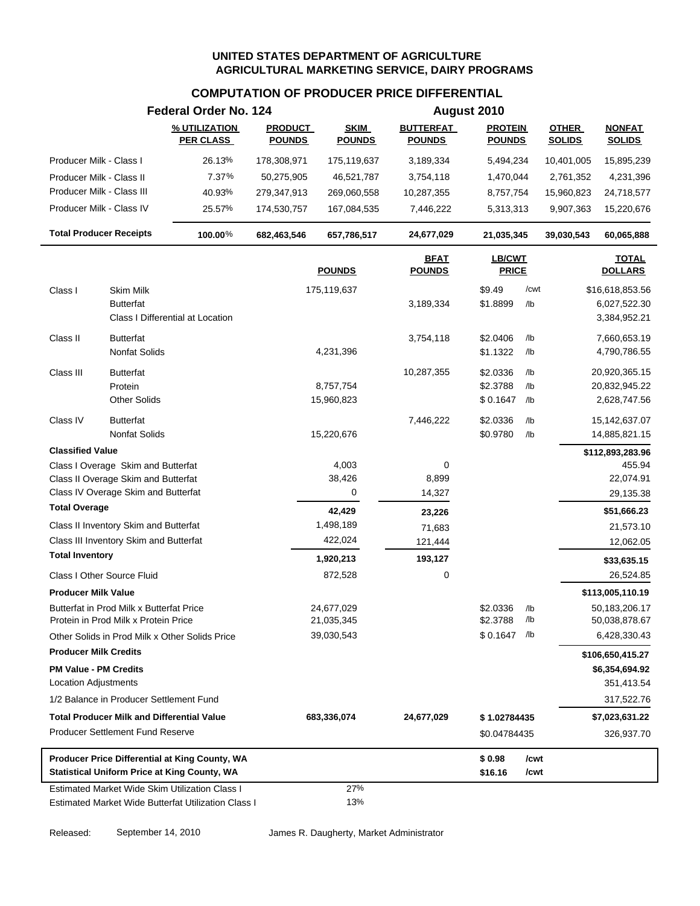**UNITED STATES DEPARTMENT OF AGRICULTURE**
**AGRICULTURAL MARKETING SERVICE, DAIRY PROGRAMS**

## COMPUTATION OF PRODUCER PRICE DIFFERENTIAL

**Federal Order No. 124** — **August 2010**

| | % UTILIZATION PER CLASS | PRODUCT POUNDS | SKIM POUNDS | BUTTERFAT POUNDS | PROTEIN POUNDS | OTHER SOLIDS | NONFAT SOLIDS |
|---|---|---|---|---|---|---|---|
| Producer Milk - Class I | 26.13% | 178,308,971 | 175,119,637 | 3,189,334 | 5,494,234 | 10,401,005 | 15,895,239 |
| Producer Milk - Class II | 7.37% | 50,275,905 | 46,521,787 | 3,754,118 | 1,470,044 | 2,761,352 | 4,231,396 |
| Producer Milk - Class III | 40.93% | 279,347,913 | 269,060,558 | 10,287,355 | 8,757,754 | 15,960,823 | 24,718,577 |
| Producer Milk - Class IV | 25.57% | 174,530,757 | 167,084,535 | 7,446,222 | 5,313,313 | 9,907,363 | 15,220,676 |
| **Total Producer Receipts** | **100.00%** | **682,463,546** | **657,786,517** | **24,677,029** | **21,035,345** | **39,030,543** | **60,065,888** |

| | | POUNDS | BFAT POUNDS | LB/CWT PRICE | | TOTAL DOLLARS |
|---|---|---|---|---|---|---|
| Class I | Skim Milk | 175,119,637 | | $9.49 | /cwt | $16,618,853.56 |
| | Butterfat | | 3,189,334 | $1.8899 | /lb | 6,027,522.30 |
| | Class I Differential at Location | | | | | 3,384,952.21 |
| Class II | Butterfat | | 3,754,118 | $2.0406 | /lb | 7,660,653.19 |
| | Nonfat Solids | 4,231,396 | | $1.1322 | /lb | 4,790,786.55 |
| Class III | Butterfat | | 10,287,355 | $2.0336 | /lb | 20,920,365.15 |
| | Protein | 8,757,754 | | $2.3788 | /lb | 20,832,945.22 |
| | Other Solids | 15,960,823 | | $ 0.1647 | /lb | 2,628,747.56 |
| Class IV | Butterfat | | 7,446,222 | $2.0336 | /lb | 15,142,637.07 |
| | Nonfat Solids | 15,220,676 | | $0.9780 | /lb | 14,885,821.15 |
| **Classified Value** | | | | | | **$112,893,283.96** |
| Class I Overage Skim and Butterfat | | 4,003 | 0 | | | 455.94 |
| Class II Overage Skim and Butterfat | | 38,426 | 8,899 | | | 22,074.91 |
| Class IV Overage Skim and Butterfat | | 0 | 14,327 | | | 29,135.38 |
| **Total Overage** | | **42,429** | **23,226** | | | **$51,666.23** |
| Class II Inventory Skim and Butterfat | | 1,498,189 | 71,683 | | | 21,573.10 |
| Class III Inventory Skim and Butterfat | | 422,024 | 121,444 | | | 12,062.05 |
| **Total Inventory** | | **1,920,213** | **193,127** | | | **$33,635.15** |
| Class I Other Source Fluid | | 872,528 | 0 | | | 26,524.85 |
| **Producer Milk Value** | | | | | | **$113,005,110.19** |
| Butterfat in Prod Milk x Butterfat Price | | 24,677,029 | | $2.0336 | /lb | 50,183,206.17 |
| Protein in Prod Milk x Protein Price | | 21,035,345 | | $2.3788 | /lb | 50,038,878.67 |
| Other Solids in Prod Milk x Other Solids Price | | 39,030,543 | | $ 0.1647 | /lb | 6,428,330.43 |
| **Producer Milk Credits** | | | | | | **$106,650,415.27** |
| **PM Value - PM Credits** | | | | | | **$6,354,694.92** |
| Location Adjustments | | | | | | 351,413.54 |
| 1/2 Balance in Producer Settlement Fund | | | | | | 317,522.76 |
| **Total Producer Milk and Differential Value** | | **683,336,074** | **24,677,029** | **$ 1.02784435** | | **$7,023,631.22** |
| Producer Settlement Fund Reserve | | | | $0.04784435 | | 326,937.70 |
| **Producer Price Differential at King County, WA** | | | | **$ 0.98** | **/cwt** | |
| **Statistical Uniform Price at King County, WA** | | | | **$16.16** | **/cwt** | |
| Estimated Market Wide Skim Utilization Class I | | 27% | | | | |
| Estimated Market Wide Butterfat Utilization Class I | | 13% | | | | |

Released: September 14, 2010 James R. Daugherty, Market Administrator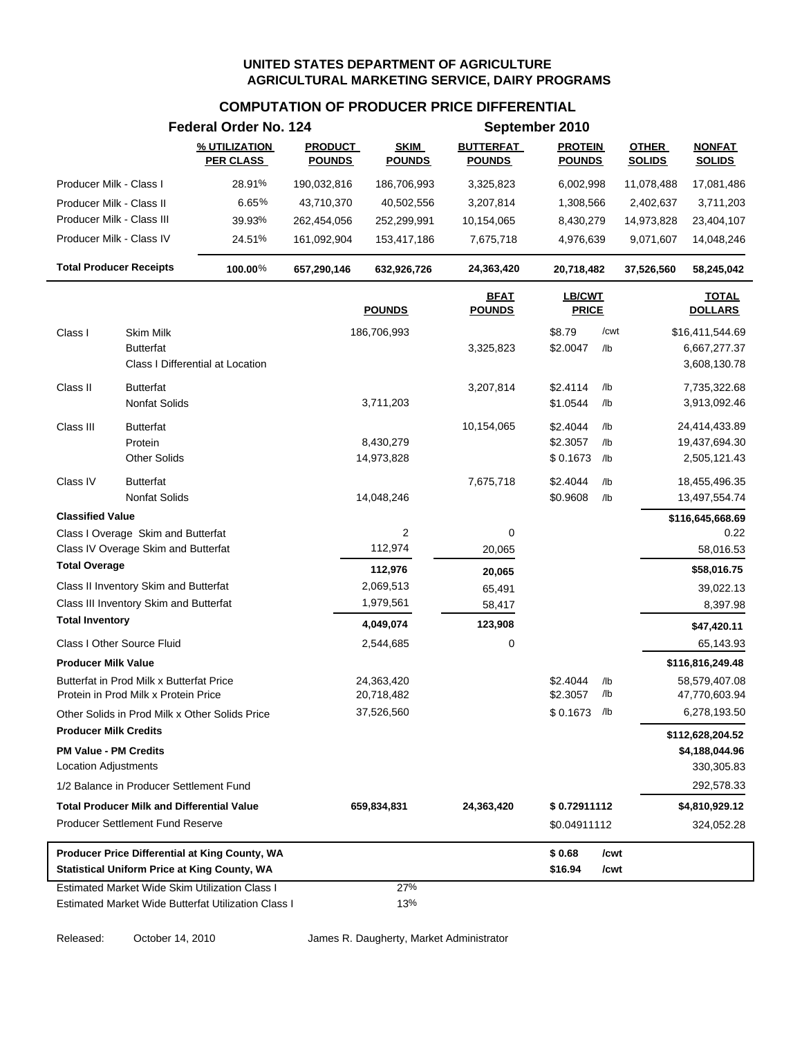# UNITED STATES DEPARTMENT OF AGRICULTURE
## AGRICULTURAL MARKETING SERVICE, DAIRY PROGRAMS

### COMPUTATION OF PRODUCER PRICE DIFFERENTIAL

**Federal Order No. 124** — **September 2010**

| | % UTILIZATION PER CLASS | PRODUCT POUNDS | SKIM POUNDS | BUTTERFAT POUNDS | PROTEIN POUNDS | OTHER SOLIDS | NONFAT SOLIDS |
|---|---|---|---|---|---|---|---|
| Producer Milk - Class I | 28.91% | 190,032,816 | 186,706,993 | 3,325,823 | 6,002,998 | 11,078,488 | 17,081,486 |
| Producer Milk - Class II | 6.65% | 43,710,370 | 40,502,556 | 3,207,814 | 1,308,566 | 2,402,637 | 3,711,203 |
| Producer Milk - Class III | 39.93% | 262,454,056 | 252,299,991 | 10,154,065 | 8,430,279 | 14,973,828 | 23,404,107 |
| Producer Milk - Class IV | 24.51% | 161,092,904 | 153,417,186 | 7,675,718 | 4,976,639 | 9,071,607 | 14,048,246 |
| **Total Producer Receipts** | **100.00%** | **657,290,146** | **632,926,726** | **24,363,420** | **20,718,482** | **37,526,560** | **58,245,042** |

| | | POUNDS | BFAT POUNDS | LB/CWT PRICE | | TOTAL DOLLARS |
|---|---|---|---|---|---|---|
| Class I | Skim Milk | 186,706,993 | | $8.79 | /cwt | $16,411,544.69 |
| | Butterfat | | 3,325,823 | $2.0047 | /lb | 6,667,277.37 |
| | Class I Differential at Location | | | | | 3,608,130.78 |
| Class II | Butterfat | | 3,207,814 | $2.4114 | /lb | 7,735,322.68 |
| | Nonfat Solids | 3,711,203 | | $1.0544 | /lb | 3,913,092.46 |
| Class III | Butterfat | | 10,154,065 | $2.4044 | /lb | 24,414,433.89 |
| | Protein | 8,430,279 | | $2.3057 | /lb | 19,437,694.30 |
| | Other Solids | 14,973,828 | | $ 0.1673 | /lb | 2,505,121.43 |
| Class IV | Butterfat | | 7,675,718 | $2.4044 | /lb | 18,455,496.35 |
| | Nonfat Solids | 14,048,246 | | $0.9608 | /lb | 13,497,554.74 |
| **Classified Value** | | | | | | **$116,645,668.69** |
| Class I Overage Skim and Butterfat | | 2 | 0 | | | 0.22 |
| Class IV Overage Skim and Butterfat | | 112,974 | 20,065 | | | 58,016.53 |
| **Total Overage** | | **112,976** | **20,065** | | | **$58,016.75** |
| Class II Inventory Skim and Butterfat | | 2,069,513 | 65,491 | | | 39,022.13 |
| Class III Inventory Skim and Butterfat | | 1,979,561 | 58,417 | | | 8,397.98 |
| **Total Inventory** | | **4,049,074** | **123,908** | | | **$47,420.11** |
| Class I Other Source Fluid | | 2,544,685 | 0 | | | 65,143.93 |
| **Producer Milk Value** | | | | | | **$116,816,249.48** |
| Butterfat in Prod Milk x Butterfat Price | | 24,363,420 | | $2.4044 | /lb | 58,579,407.08 |
| Protein in Prod Milk x Protein Price | | 20,718,482 | | $2.3057 | /lb | 47,770,603.94 |
| Other Solids in Prod Milk x Other Solids Price | | 37,526,560 | | $ 0.1673 | /lb | 6,278,193.50 |
| **Producer Milk Credits** | | | | | | **$112,628,204.52** |
| **PM Value - PM Credits** | | | | | | **$4,188,044.96** |
| Location Adjustments | | | | | | 330,305.83 |
| 1/2 Balance in Producer Settlement Fund | | | | | | 292,578.33 |
| **Total Producer Milk and Differential Value** | | **659,834,831** | **24,363,420** | **$ 0.72911112** | | **$4,810,929.12** |
| Producer Settlement Fund Reserve | | | | $0.04911112 | | 324,052.28 |
| **Producer Price Differential at King County, WA** | | | | **$ 0.68** | **/cwt** | |
| **Statistical Uniform Price at King County, WA** | | | | **$16.94** | **/cwt** | |
| Estimated Market Wide Skim Utilization Class I | | 27% | | | | |
| Estimated Market Wide Butterfat Utilization Class I | | 13% | | | | |

Released: October 14, 2010 — James R. Daugherty, Market Administrator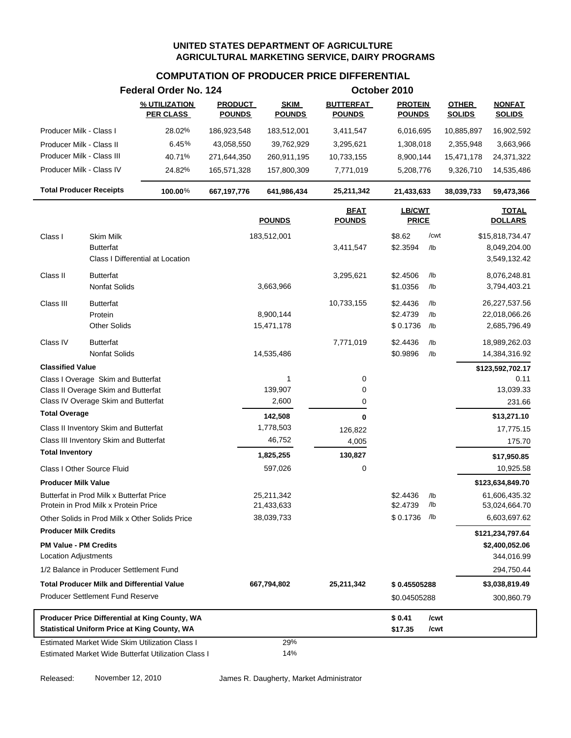# UNITED STATES DEPARTMENT OF AGRICULTURE
## AGRICULTURAL MARKETING SERVICE, DAIRY PROGRAMS

### COMPUTATION OF PRODUCER PRICE DIFFERENTIAL

**Federal Order No. 124** — **October 2010**

| | % UTILIZATION PER CLASS | PRODUCT POUNDS | SKIM POUNDS | BUTTERFAT POUNDS | PROTEIN POUNDS | OTHER SOLIDS | NONFAT SOLIDS |
|---|---|---|---|---|---|---|---|
| Producer Milk - Class I | 28.02% | 186,923,548 | 183,512,001 | 3,411,547 | 6,016,695 | 10,885,897 | 16,902,592 |
| Producer Milk - Class II | 6.45% | 43,058,550 | 39,762,929 | 3,295,621 | 1,308,018 | 2,355,948 | 3,663,966 |
| Producer Milk - Class III | 40.71% | 271,644,350 | 260,911,195 | 10,733,155 | 8,900,144 | 15,471,178 | 24,371,322 |
| Producer Milk - Class IV | 24.82% | 165,571,328 | 157,800,309 | 7,771,019 | 5,208,776 | 9,326,710 | 14,535,486 |
| **Total Producer Receipts** | **100.00%** | **667,197,776** | **641,986,434** | **25,211,342** | **21,433,633** | **38,039,733** | **59,473,366** |

| | | POUNDS | BFAT POUNDS | LB/CWT PRICE | | TOTAL DOLLARS |
|---|---|---|---|---|---|---|
| Class I | Skim Milk | 183,512,001 | | $8.62 | /cwt | $15,818,734.47 |
| | Butterfat | | 3,411,547 | $2.3594 | /lb | 8,049,204.00 |
| | Class I Differential at Location | | | | | 3,549,132.42 |
| Class II | Butterfat | | 3,295,621 | $2.4506 | /lb | 8,076,248.81 |
| | Nonfat Solids | 3,663,966 | | $1.0356 | /lb | 3,794,403.21 |
| Class III | Butterfat | | 10,733,155 | $2.4436 | /lb | 26,227,537.56 |
| | Protein | 8,900,144 | | $2.4739 | /lb | 22,018,066.26 |
| | Other Solids | 15,471,178 | | $ 0.1736 | /lb | 2,685,796.49 |
| Class IV | Butterfat | | 7,771,019 | $2.4436 | /lb | 18,989,262.03 |
| | Nonfat Solids | 14,535,486 | | $0.9896 | /lb | 14,384,316.92 |
| **Classified Value** | | | | | | **$123,592,702.17** |
| Class I Overage Skim and Butterfat | | 1 | 0 | | | 0.11 |
| Class II Overage Skim and Butterfat | | 139,907 | 0 | | | 13,039.33 |
| Class IV Overage Skim and Butterfat | | 2,600 | 0 | | | 231.66 |
| **Total Overage** | | **142,508** | **0** | | | **$13,271.10** |
| Class II Inventory Skim and Butterfat | | 1,778,503 | 126,822 | | | 17,775.15 |
| Class III Inventory Skim and Butterfat | | 46,752 | 4,005 | | | 175.70 |
| **Total Inventory** | | **1,825,255** | **130,827** | | | **$17,950.85** |
| Class I Other Source Fluid | | 597,026 | 0 | | | 10,925.58 |
| **Producer Milk Value** | | | | | | **$123,634,849.70** |
| Butterfat in Prod Milk x Butterfat Price | | 25,211,342 | | $2.4436 | /lb | 61,606,435.32 |
| Protein in Prod Milk x Protein Price | | 21,433,633 | | $2.4739 | /lb | 53,024,664.70 |
| Other Solids in Prod Milk x Other Solids Price | | 38,039,733 | | $ 0.1736 | /lb | 6,603,697.62 |
| **Producer Milk Credits** | | | | | | **$121,234,797.64** |
| **PM Value - PM Credits** | | | | | | **$2,400,052.06** |
| Location Adjustments | | | | | | 344,016.99 |
| 1/2 Balance in Producer Settlement Fund | | | | | | 294,750.44 |
| **Total Producer Milk and Differential Value** | | **667,794,802** | **25,211,342** | **$ 0.45505288** | | **$3,038,819.49** |
| Producer Settlement Fund Reserve | | | | $0.04505288 | | 300,860.79 |

| | | |
|---|---|---|
| **Producer Price Differential at King County, WA** | **$ 0.41** | **/cwt** |
| **Statistical Uniform Price at King County, WA** | **$17.35** | **/cwt** |

| | |
|---|---|
| Estimated Market Wide Skim Utilization Class I | 29% |
| Estimated Market Wide Butterfat Utilization Class I | 14% |

Released: November 12, 2010 — James R. Daugherty, Market Administrator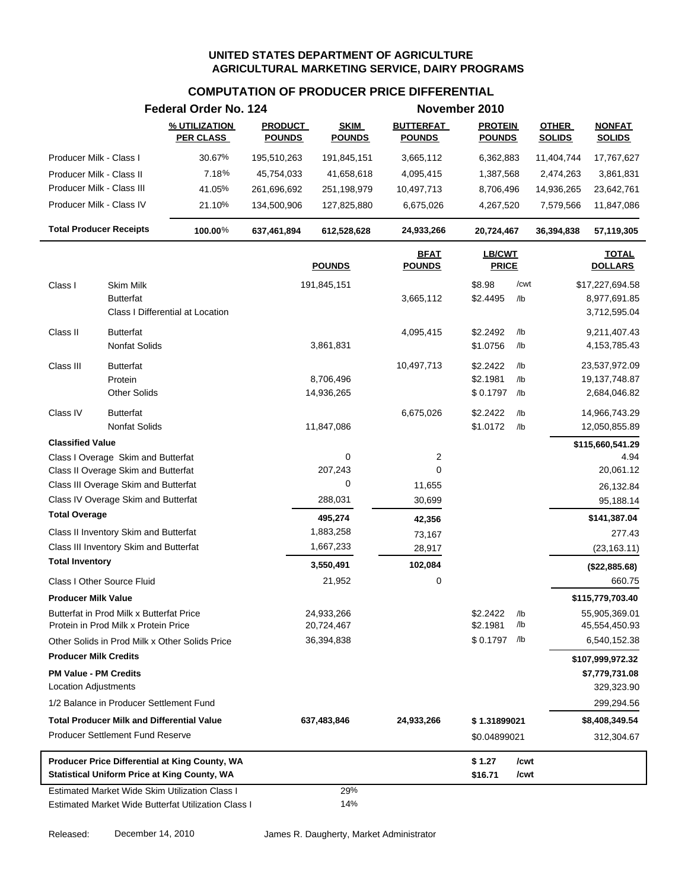**UNITED STATES DEPARTMENT OF AGRICULTURE**
**AGRICULTURAL MARKETING SERVICE, DAIRY PROGRAMS**

# COMPUTATION OF PRODUCER PRICE DIFFERENTIAL

**Federal Order No. 124** — **November 2010**

| | % UTILIZATION PER CLASS | PRODUCT POUNDS | SKIM POUNDS | BUTTERFAT POUNDS | PROTEIN POUNDS | OTHER SOLIDS | NONFAT SOLIDS |
|---|---|---|---|---|---|---|---|
| Producer Milk - Class I | 30.67% | 195,510,263 | 191,845,151 | 3,665,112 | 6,362,883 | 11,404,744 | 17,767,627 |
| Producer Milk - Class II | 7.18% | 45,754,033 | 41,658,618 | 4,095,415 | 1,387,568 | 2,474,263 | 3,861,831 |
| Producer Milk - Class III | 41.05% | 261,696,692 | 251,198,979 | 10,497,713 | 8,706,496 | 14,936,265 | 23,642,761 |
| Producer Milk - Class IV | 21.10% | 134,500,906 | 127,825,880 | 6,675,026 | 4,267,520 | 7,579,566 | 11,847,086 |
| **Total Producer Receipts** | **100.00%** | **637,461,894** | **612,528,628** | **24,933,266** | **20,724,467** | **36,394,838** | **57,119,305** |

| | | POUNDS | BFAT POUNDS | LB/CWT PRICE | | TOTAL DOLLARS |
|---|---|---|---|---|---|---|
| Class I | Skim Milk | 191,845,151 | | $8.98 | /cwt | $17,227,694.58 |
| | Butterfat | | 3,665,112 | $2.4495 | /lb | 8,977,691.85 |
| | Class I Differential at Location | | | | | 3,712,595.04 |
| Class II | Butterfat | | 4,095,415 | $2.2492 | /lb | 9,211,407.43 |
| | Nonfat Solids | 3,861,831 | | $1.0756 | /lb | 4,153,785.43 |
| Class III | Butterfat | | 10,497,713 | $2.2422 | /lb | 23,537,972.09 |
| | Protein | 8,706,496 | | $2.1981 | /lb | 19,137,748.87 |
| | Other Solids | 14,936,265 | | $0.1797 | /lb | 2,684,046.82 |
| Class IV | Butterfat | | 6,675,026 | $2.2422 | /lb | 14,966,743.29 |
| | Nonfat Solids | 11,847,086 | | $1.0172 | /lb | 12,050,855.89 |
| **Classified Value** | | | | | | **$115,660,541.29** |
| Class I Overage Skim and Butterfat | | 0 | 2 | | | 4.94 |
| Class II Overage Skim and Butterfat | | 207,243 | 0 | | | 20,061.12 |
| Class III Overage Skim and Butterfat | | 0 | 11,655 | | | 26,132.84 |
| Class IV Overage Skim and Butterfat | | 288,031 | 30,699 | | | 95,188.14 |
| **Total Overage** | | **495,274** | **42,356** | | | **$141,387.04** |
| Class II Inventory Skim and Butterfat | | 1,883,258 | 73,167 | | | 277.43 |
| Class III Inventory Skim and Butterfat | | 1,667,233 | 28,917 | | | (23,163.11) |
| **Total Inventory** | | **3,550,491** | **102,084** | | | **($22,885.68)** |
| Class I Other Source Fluid | | 21,952 | 0 | | | 660.75 |
| **Producer Milk Value** | | | | | | **$115,779,703.40** |
| Butterfat in Prod Milk x Butterfat Price | | 24,933,266 | | $2.2422 | /lb | 55,905,369.01 |
| Protein in Prod Milk x Protein Price | | 20,724,467 | | $2.1981 | /lb | 45,554,450.93 |
| Other Solids in Prod Milk x Other Solids Price | | 36,394,838 | | $0.1797 | /lb | 6,540,152.38 |
| **Producer Milk Credits** | | | | | | **$107,999,972.32** |
| **PM Value - PM Credits** | | | | | | **$7,779,731.08** |
| Location Adjustments | | | | | | 329,323.90 |
| 1/2 Balance in Producer Settlement Fund | | | | | | 299,294.56 |
| **Total Producer Milk and Differential Value** | | **637,483,846** | **24,933,266** | **$1.31899021** | | **$8,408,349.54** |
| Producer Settlement Fund Reserve | | | | $0.04899021 | | 312,304.67 |
| **Producer Price Differential at King County, WA** | | | | **$1.27** | **/cwt** | |
| **Statistical Uniform Price at King County, WA** | | | | **$16.71** | **/cwt** | |
| Estimated Market Wide Skim Utilization Class I | | 29% | | | | |
| Estimated Market Wide Butterfat Utilization Class I | | 14% | | | | |

Released: December 14, 2010 — James R. Daugherty, Market Administrator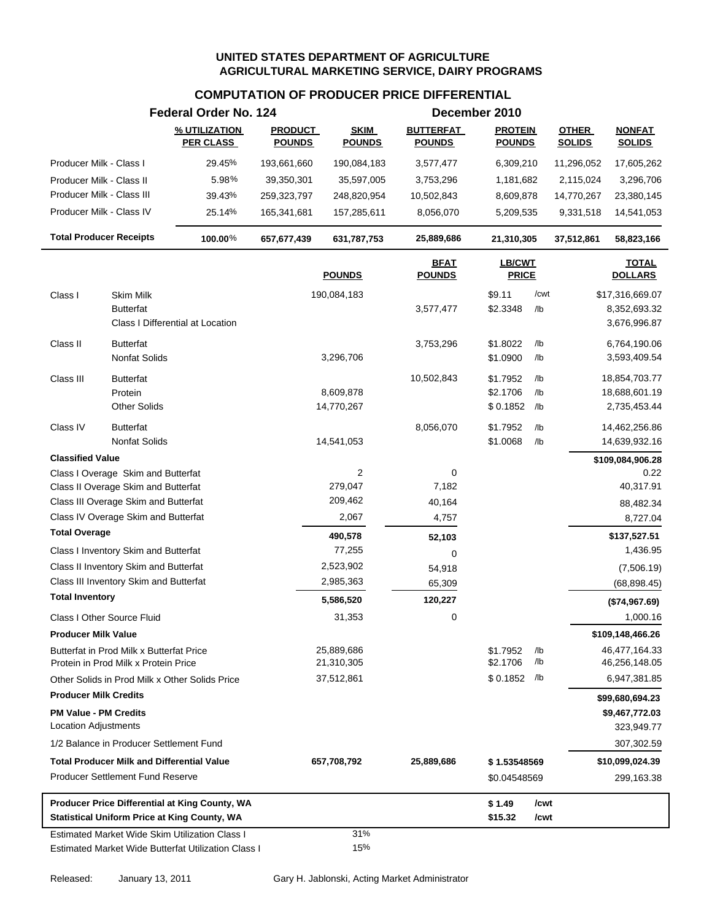**UNITED STATES DEPARTMENT OF AGRICULTURE**
**AGRICULTURAL MARKETING SERVICE, DAIRY PROGRAMS**

## COMPUTATION OF PRODUCER PRICE DIFFERENTIAL

**Federal Order No. 124** **December 2010**

| | % UTILIZATION PER CLASS | PRODUCT POUNDS | SKIM POUNDS | BUTTERFAT POUNDS | PROTEIN POUNDS | OTHER SOLIDS | NONFAT SOLIDS |
|---|---|---|---|---|---|---|---|
| Producer Milk - Class I | 29.45% | 193,661,660 | 190,084,183 | 3,577,477 | 6,309,210 | 11,296,052 | 17,605,262 |
| Producer Milk - Class II | 5.98% | 39,350,301 | 35,597,005 | 3,753,296 | 1,181,682 | 2,115,024 | 3,296,706 |
| Producer Milk - Class III | 39.43% | 259,323,797 | 248,820,954 | 10,502,843 | 8,609,878 | 14,770,267 | 23,380,145 |
| Producer Milk - Class IV | 25.14% | 165,341,681 | 157,285,611 | 8,056,070 | 5,209,535 | 9,331,518 | 14,541,053 |
| **Total Producer Receipts** | **100.00%** | **657,677,439** | **631,787,753** | **25,889,686** | **21,310,305** | **37,512,861** | **58,823,166** |

| | | POUNDS | BFAT POUNDS | LB/CWT PRICE | | TOTAL DOLLARS |
|---|---|---|---|---|---|---|
| Class I | Skim Milk | 190,084,183 | | $9.11 | /cwt | $17,316,669.07 |
| | Butterfat | | 3,577,477 | $2.3348 | /lb | 8,352,693.32 |
| | Class I Differential at Location | | | | | 3,676,996.87 |
| Class II | Butterfat | | 3,753,296 | $1.8022 | /lb | 6,764,190.06 |
| | Nonfat Solids | 3,296,706 | | $1.0900 | /lb | 3,593,409.54 |
| Class III | Butterfat | | 10,502,843 | $1.7952 | /lb | 18,854,703.77 |
| | Protein | 8,609,878 | | $2.1706 | /lb | 18,688,601.19 |
| | Other Solids | 14,770,267 | | $ 0.1852 | /lb | 2,735,453.44 |
| Class IV | Butterfat | | 8,056,070 | $1.7952 | /lb | 14,462,256.86 |
| | Nonfat Solids | 14,541,053 | | $1.0068 | /lb | 14,639,932.16 |
| **Classified Value** | | | | | | **$109,084,906.28** |
| Class I Overage Skim and Butterfat | | 2 | 0 | | | 0.22 |
| Class II Overage Skim and Butterfat | | 279,047 | 7,182 | | | 40,317.91 |
| Class III Overage Skim and Butterfat | | 209,462 | 40,164 | | | 88,482.34 |
| Class IV Overage Skim and Butterfat | | 2,067 | 4,757 | | | 8,727.04 |
| **Total Overage** | | **490,578** | **52,103** | | | **$137,527.51** |
| Class I Inventory Skim and Butterfat | | 77,255 | 0 | | | 1,436.95 |
| Class II Inventory Skim and Butterfat | | 2,523,902 | 54,918 | | | (7,506.19) |
| Class III Inventory Skim and Butterfat | | 2,985,363 | 65,309 | | | (68,898.45) |
| **Total Inventory** | | **5,586,520** | **120,227** | | | **($74,967.69)** |
| Class I Other Source Fluid | | 31,353 | 0 | | | 1,000.16 |
| **Producer Milk Value** | | | | | | **$109,148,466.26** |
| Butterfat in Prod Milk x Butterfat Price | | 25,889,686 | | $1.7952 | /lb | 46,477,164.33 |
| Protein in Prod Milk x Protein Price | | 21,310,305 | | $2.1706 | /lb | 46,256,148.05 |
| Other Solids in Prod Milk x Other Solids Price | | 37,512,861 | | $ 0.1852 | /lb | 6,947,381.85 |
| **Producer Milk Credits** | | | | | | **$99,680,694.23** |
| **PM Value - PM Credits** | | | | | | **$9,467,772.03** |
| Location Adjustments | | | | | | 323,949.77 |
| 1/2 Balance in Producer Settlement Fund | | | | | | 307,302.59 |
| **Total Producer Milk and Differential Value** | | **657,708,792** | **25,889,686** | **$ 1.53548569** | | **$10,099,024.39** |
| Producer Settlement Fund Reserve | | | | $0.04548569 | | 299,163.38 |
| **Producer Price Differential at King County, WA** | | | | **$ 1.49** | **/cwt** | |
| **Statistical Uniform Price at King County, WA** | | | | **$15.32** | **/cwt** | |
| Estimated Market Wide Skim Utilization Class I | | 31% | | | | |
| Estimated Market Wide Butterfat Utilization Class I | | 15% | | | | |

Released: January 13, 2011 Gary H. Jablonski, Acting Market Administrator